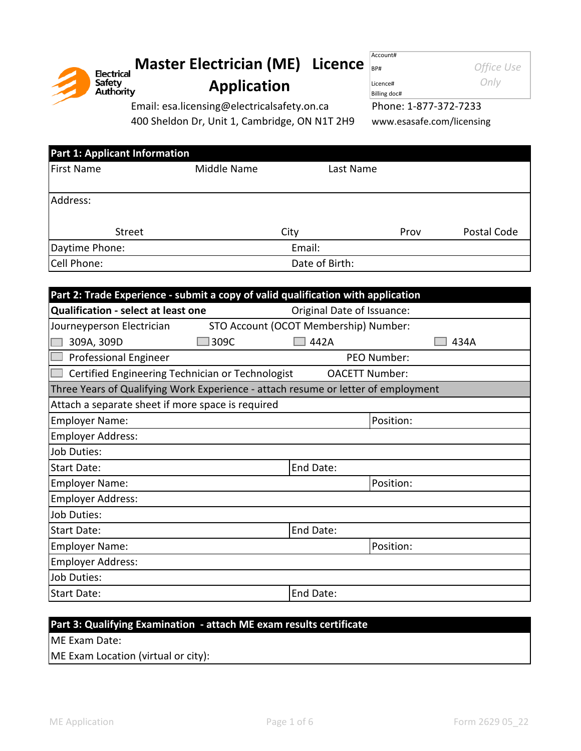# Master Electrician (ME) Licence Application

Electrical Safety Authority

Email: esa.licensing@electricalsafety.on.ca
400 Sheldon Dr, Unit 1, Cambridge, ON N1T 2H9

Phone: 1-877-372-7233
www.esasafe.com/licensing

| Account# | *Office Use Only* |
| --- | --- |
| BP# | |
| Licence# | |
| Billing doc# | |

## Part 1: Applicant Information

| First Name | Middle Name | Last Name | |
| --- | --- | --- | --- |
| Address: | | | |
| Street | City | Prov | Postal Code |
| Daytime Phone: | Email: | | |
| Cell Phone: | Date of Birth: | | |

## Part 2: Trade Experience - submit a copy of valid qualification with application

| **Qualification - select at least one** | | Original Date of Issuance: | |
| --- | --- | --- | --- |
| Journeyperson Electrician | STO Account (OCOT Membership) Number: | | |
| ☐ 309A, 309D | ☐ 309C | ☐ 442A | ☐ 434A |
| ☐ Professional Engineer | | PEO Number: | |
| ☐ Certified Engineering Technician or Technologist | | OACETT Number: | |

**Three Years of Qualifying Work Experience - attach resume or letter of employment**

Attach a separate sheet if more space is required

| Employer Name: | Position: |
| --- | --- |
| Employer Address: | |
| Job Duties: | |
| Start Date: | End Date: |
| Employer Name: | Position: |
| Employer Address: | |
| Job Duties: | |
| Start Date: | End Date: |
| Employer Name: | Position: |
| Employer Address: | |
| Job Duties: | |
| Start Date: | End Date: |

## Part 3: Qualifying Examination - attach ME exam results certificate

ME Exam Date:

ME Exam Location (virtual or city):

ME Application Form 2629 05_22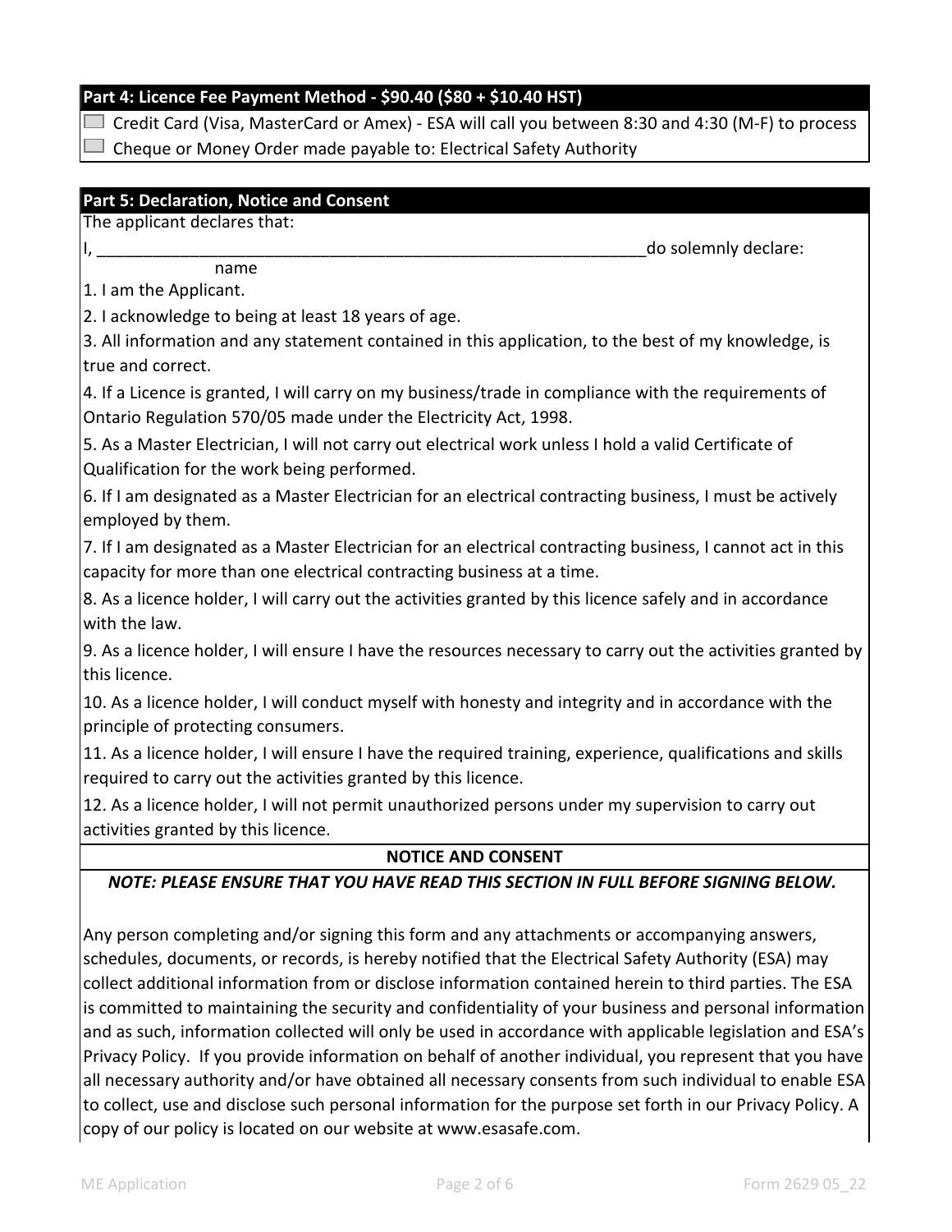## Part 4: Licence Fee Payment Method - $90.40 ($80 + $10.40 HST)

- ☐ Credit Card (Visa, MasterCard or Amex) - ESA will call you between 8:30 and 4:30 (M-F) to process
- ☐ Cheque or Money Order made payable to: Electrical Safety Authority

## Part 5: Declaration, Notice and Consent

The applicant declares that:

I, _____________________________________________________________ do solemnly declare:
name

1. I am the Applicant.
2. I acknowledge to being at least 18 years of age.
3. All information and any statement contained in this application, to the best of my knowledge, is true and correct.
4. If a Licence is granted, I will carry on my business/trade in compliance with the requirements of Ontario Regulation 570/05 made under the Electricity Act, 1998.
5. As a Master Electrician, I will not carry out electrical work unless I hold a valid Certificate of Qualification for the work being performed.
6. If I am designated as a Master Electrician for an electrical contracting business, I must be actively employed by them.
7. If I am designated as a Master Electrician for an electrical contracting business, I cannot act in this capacity for more than one electrical contracting business at a time.
8. As a licence holder, I will carry out the activities granted by this licence safely and in accordance with the law.
9. As a licence holder, I will ensure I have the resources necessary to carry out the activities granted by this licence.
10. As a licence holder, I will conduct myself with honesty and integrity and in accordance with the principle of protecting consumers.
11. As a licence holder, I will ensure I have the required training, experience, qualifications and skills required to carry out the activities granted by this licence.
12. As a licence holder, I will not permit unauthorized persons under my supervision to carry out activities granted by this licence.

### NOTICE AND CONSENT

***NOTE: PLEASE ENSURE THAT YOU HAVE READ THIS SECTION IN FULL BEFORE SIGNING BELOW.***

Any person completing and/or signing this form and any attachments or accompanying answers, schedules, documents, or records, is hereby notified that the Electrical Safety Authority (ESA) may collect additional information from or disclose information contained herein to third parties. The ESA is committed to maintaining the security and confidentiality of your business and personal information and as such, information collected will only be used in accordance with applicable legislation and ESA's Privacy Policy. If you provide information on behalf of another individual, you represent that you have all necessary authority and/or have obtained all necessary consents from such individual to enable ESA to collect, use and disclose such personal information for the purpose set forth in our Privacy Policy. A copy of our policy is located on our website at www.esasafe.com.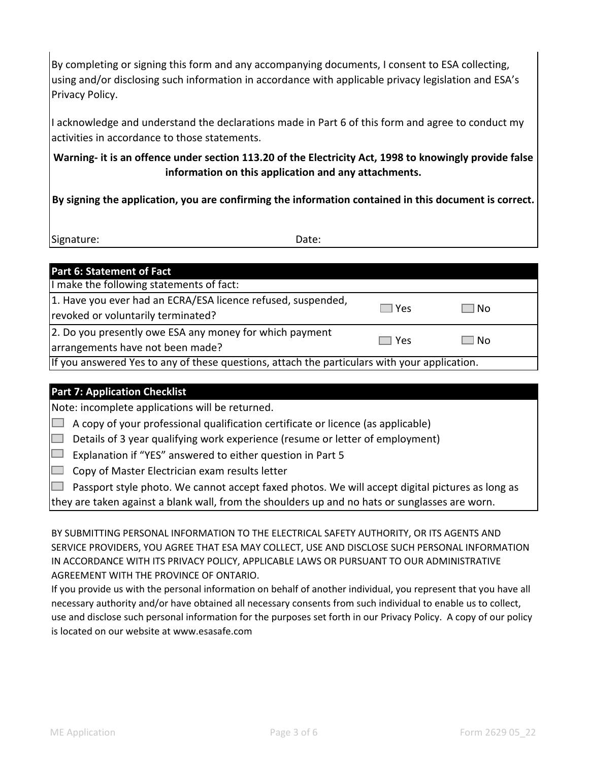By completing or signing this form and any accompanying documents, I consent to ESA collecting, using and/or disclosing such information in accordance with applicable privacy legislation and ESA's Privacy Policy.

I acknowledge and understand the declarations made in Part 6 of this form and agree to conduct my activities in accordance to those statements.

**Warning- it is an offence under section 113.20 of the Electricity Act, 1998 to knowingly provide false information on this application and any attachments.**

**By signing the application, you are confirming the information contained in this document is correct.**

Signature: Date:

## Part 6: Statement of Fact

I make the following statements of fact:

| | | |
|---|---|---|
| 1. Have you ever had an ECRA/ESA licence refused, suspended, revoked or voluntarily terminated? | ☐ Yes | ☐ No |
| 2. Do you presently owe ESA any money for which payment arrangements have not been made? | ☐ Yes | ☐ No |

If you answered Yes to any of these questions, attach the particulars with your application.

## Part 7: Application Checklist

Note: incomplete applications will be returned.

- ☐ A copy of your professional qualification certificate or licence (as applicable)
- ☐ Details of 3 year qualifying work experience (resume or letter of employment)
- ☐ Explanation if "YES" answered to either question in Part 5
- ☐ Copy of Master Electrician exam results letter
- ☐ Passport style photo. We cannot accept faxed photos. We will accept digital pictures as long as they are taken against a blank wall, from the shoulders up and no hats or sunglasses are worn.

BY SUBMITTING PERSONAL INFORMATION TO THE ELECTRICAL SAFETY AUTHORITY, OR ITS AGENTS AND SERVICE PROVIDERS, YOU AGREE THAT ESA MAY COLLECT, USE AND DISCLOSE SUCH PERSONAL INFORMATION IN ACCORDANCE WITH ITS PRIVACY POLICY, APPLICABLE LAWS OR PURSUANT TO OUR ADMINISTRATIVE AGREEMENT WITH THE PROVINCE OF ONTARIO.

If you provide us with the personal information on behalf of another individual, you represent that you have all necessary authority and/or have obtained all necessary consents from such individual to enable us to collect, use and disclose such personal information for the purposes set forth in our Privacy Policy. A copy of our policy is located on our website at www.esasafe.com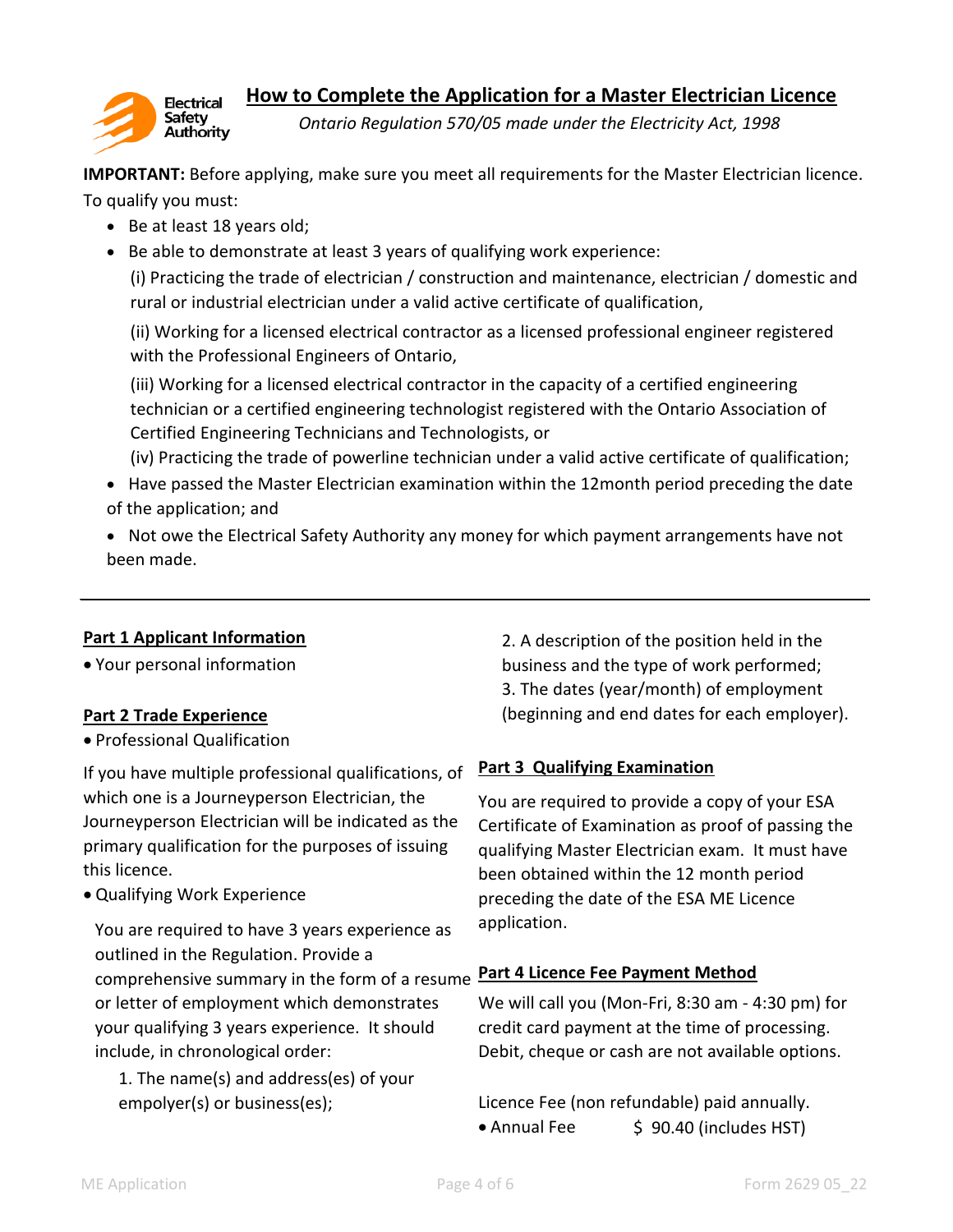# How to Complete the Application for a Master Electrician Licence

*Ontario Regulation 570/05 made under the Electricity Act, 1998*

**IMPORTANT:** Before applying, make sure you meet all requirements for the Master Electrician licence. To qualify you must:

- Be at least 18 years old;
- Be able to demonstrate at least 3 years of qualifying work experience:

  (i) Practicing the trade of electrician / construction and maintenance, electrician / domestic and rural or industrial electrician under a valid active certificate of qualification,

  (ii) Working for a licensed electrical contractor as a licensed professional engineer registered with the Professional Engineers of Ontario,

  (iii) Working for a licensed electrical contractor in the capacity of a certified engineering technician or a certified engineering technologist registered with the Ontario Association of Certified Engineering Technicians and Technologists, or

  (iv) Practicing the trade of powerline technician under a valid active certificate of qualification;
- Have passed the Master Electrician examination within the 12month period preceding the date of the application; and
- Not owe the Electrical Safety Authority any money for which payment arrangements have not been made.

---

## Part 1 Applicant Information

- Your personal information

## Part 2 Trade Experience

- Professional Qualification

If you have multiple professional qualifications, of which one is a Journeyperson Electrician, the Journeyperson Electrician will be indicated as the primary qualification for the purposes of issuing this licence.

- Qualifying Work Experience

  You are required to have 3 years experience as outlined in the Regulation. Provide a comprehensive summary in the form of a resume or letter of employment which demonstrates your qualifying 3 years experience. It should include, in chronological order:

  1. The name(s) and address(es) of your empolyer(s) or business(es);
  2. A description of the position held in the business and the type of work performed;
  3. The dates (year/month) of employment (beginning and end dates for each employer).

## Part 3 Qualifying Examination

You are required to provide a copy of your ESA Certificate of Examination as proof of passing the qualifying Master Electrician exam. It must have been obtained within the 12 month period preceding the date of the ESA ME Licence application.

## Part 4 Licence Fee Payment Method

We will call you (Mon-Fri, 8:30 am - 4:30 pm) for credit card payment at the time of processing. Debit, cheque or cash are not available options.

Licence Fee (non refundable) paid annually.

- Annual Fee $ 90.40 (includes HST)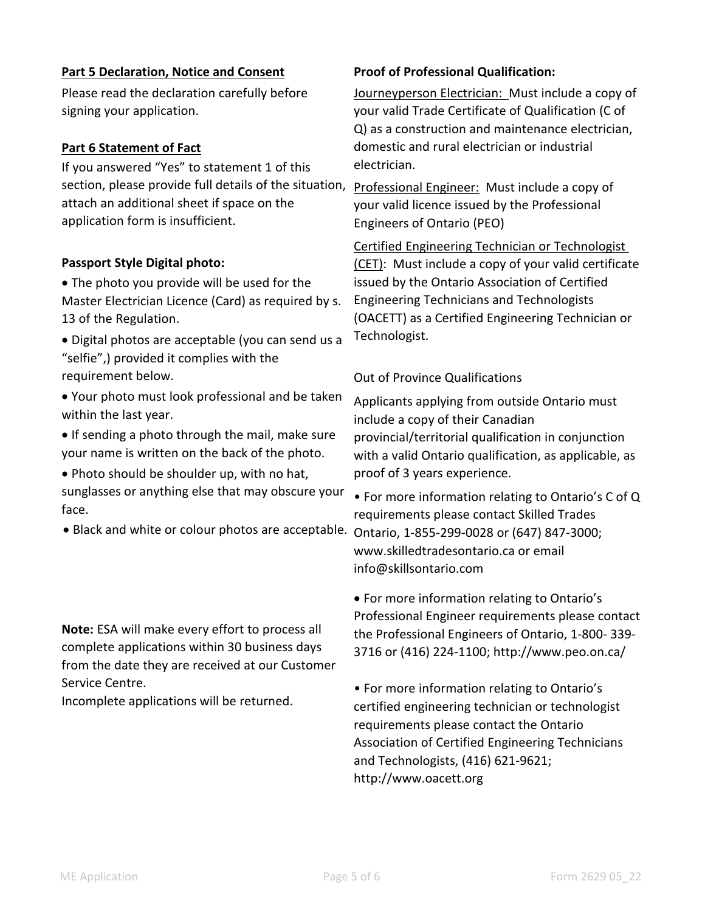**Part 5 Declaration, Notice and Consent**

Please read the declaration carefully before signing your application.

**Part 6 Statement of Fact**

If you answered "Yes" to statement 1 of this section, please provide full details of the situation, attach an additional sheet if space on the application form is insufficient.

**Passport Style Digital photo:**

- The photo you provide will be used for the Master Electrician Licence (Card) as required by s. 13 of the Regulation.
- Digital photos are acceptable (you can send us a "selfie",) provided it complies with the requirement below.
- Your photo must look professional and be taken within the last year.
- If sending a photo through the mail, make sure your name is written on the back of the photo.
- Photo should be shoulder up, with no hat, sunglasses or anything else that may obscure your face.
- Black and white or colour photos are acceptable.

**Note:** ESA will make every effort to process all complete applications within 30 business days from the date they are received at our Customer Service Centre.
Incomplete applications will be returned.

**Proof of Professional Qualification:**

Journeyperson Electrician: Must include a copy of your valid Trade Certificate of Qualification (C of Q) as a construction and maintenance electrician, domestic and rural electrician or industrial electrician.

Professional Engineer: Must include a copy of your valid licence issued by the Professional Engineers of Ontario (PEO)

Certified Engineering Technician or Technologist (CET): Must include a copy of your valid certificate issued by the Ontario Association of Certified Engineering Technicians and Technologists (OACETT) as a Certified Engineering Technician or Technologist.

Out of Province Qualifications

Applicants applying from outside Ontario must include a copy of their Canadian provincial/territorial qualification in conjunction with a valid Ontario qualification, as applicable, as proof of 3 years experience.

- For more information relating to Ontario's C of Q requirements please contact Skilled Trades Ontario, 1-855-299-0028 or (647) 847-3000; www.skilledtradesontario.ca or email info@skillsontario.com
- For more information relating to Ontario's Professional Engineer requirements please contact the Professional Engineers of Ontario, 1-800- 339-3716 or (416) 224-1100; http://www.peo.on.ca/
- For more information relating to Ontario's certified engineering technician or technologist requirements please contact the Ontario Association of Certified Engineering Technicians and Technologists, (416) 621-9621; http://www.oacett.org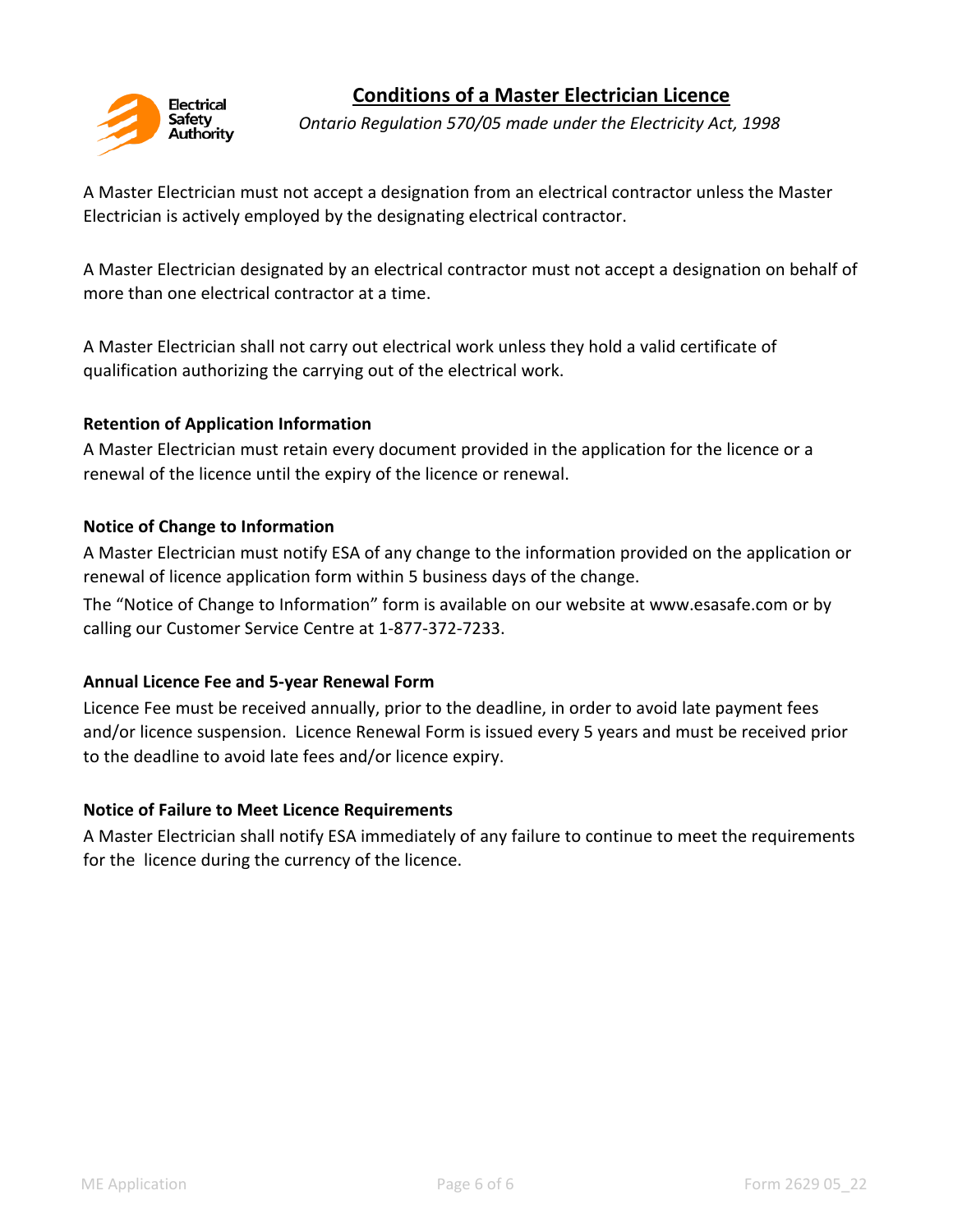# Conditions of a Master Electrician Licence

*Ontario Regulation 570/05 made under the Electricity Act, 1998*

A Master Electrician must not accept a designation from an electrical contractor unless the Master Electrician is actively employed by the designating electrical contractor.

A Master Electrician designated by an electrical contractor must not accept a designation on behalf of more than one electrical contractor at a time.

A Master Electrician shall not carry out electrical work unless they hold a valid certificate of qualification authorizing the carrying out of the electrical work.

**Retention of Application Information**

A Master Electrician must retain every document provided in the application for the licence or a renewal of the licence until the expiry of the licence or renewal.

**Notice of Change to Information**

A Master Electrician must notify ESA of any change to the information provided on the application or renewal of licence application form within 5 business days of the change.

The "Notice of Change to Information" form is available on our website at www.esasafe.com or by calling our Customer Service Centre at 1-877-372-7233.

**Annual Licence Fee and 5-year Renewal Form**

Licence Fee must be received annually, prior to the deadline, in order to avoid late payment fees and/or licence suspension. Licence Renewal Form is issued every 5 years and must be received prior to the deadline to avoid late fees and/or licence expiry.

**Notice of Failure to Meet Licence Requirements**

A Master Electrician shall notify ESA immediately of any failure to continue to meet the requirements for the licence during the currency of the licence.